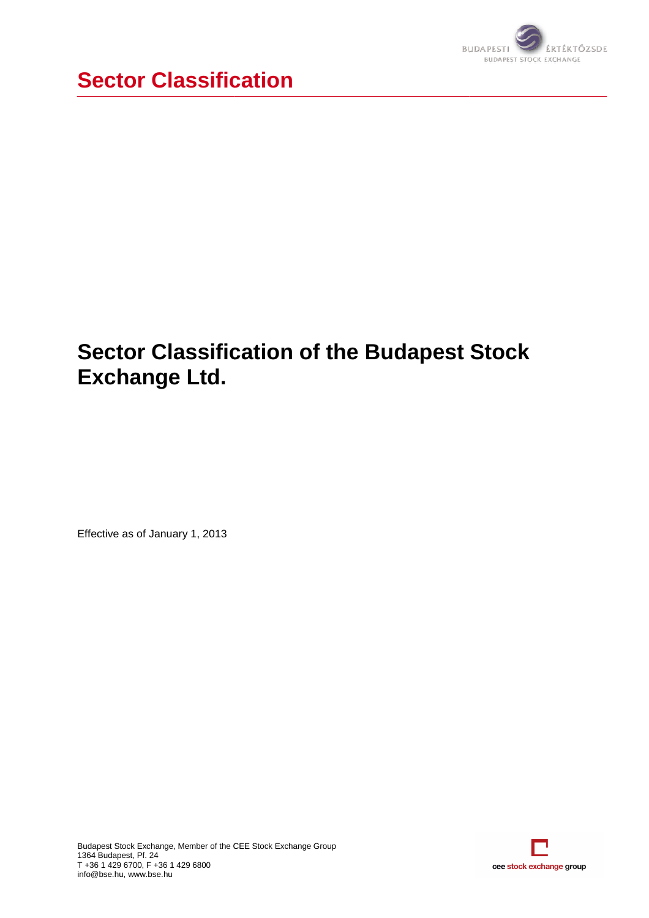# Sector Classification

## Sector Classification of the Budapest Stock Exchange Ltd.

Effective as of January 1, 2013

Budapest Stock Exchange, Member of the CEE Stock Exchange Group
1364 Budapest, Pf. 24
T +36 1 429 6700, F +36 1 429 6800
info@bse.hu, www.bse.hu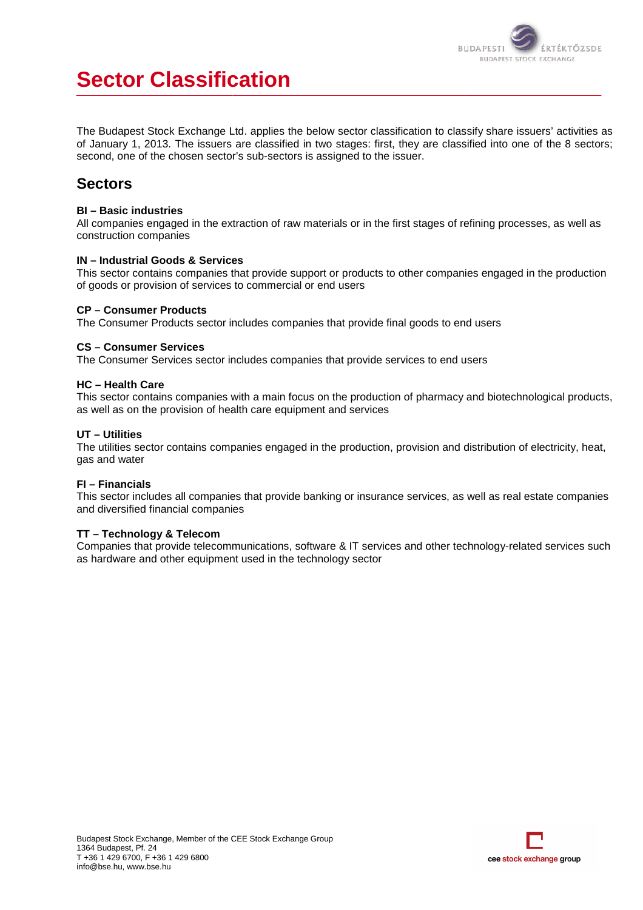# Sector Classification

The Budapest Stock Exchange Ltd. applies the below sector classification to classify share issuers' activities as of January 1, 2013. The issuers are classified in two stages: first, they are classified into one of the 8 sectors; second, one of the chosen sector's sub-sectors is assigned to the issuer.

## Sectors

**BI – Basic industries**
All companies engaged in the extraction of raw materials or in the first stages of refining processes, as well as construction companies

**IN – Industrial Goods & Services**
This sector contains companies that provide support or products to other companies engaged in the production of goods or provision of services to commercial or end users

**CP – Consumer Products**
The Consumer Products sector includes companies that provide final goods to end users

**CS – Consumer Services**
The Consumer Services sector includes companies that provide services to end users

**HC – Health Care**
This sector contains companies with a main focus on the production of pharmacy and biotechnological products, as well as on the provision of health care equipment and services

**UT – Utilities**
The utilities sector contains companies engaged in the production, provision and distribution of electricity, heat, gas and water

**FI – Financials**
This sector includes all companies that provide banking or insurance services, as well as real estate companies and diversified financial companies

**TT – Technology & Telecom**
Companies that provide telecommunications, software & IT services and other technology-related services such as hardware and other equipment used in the technology sector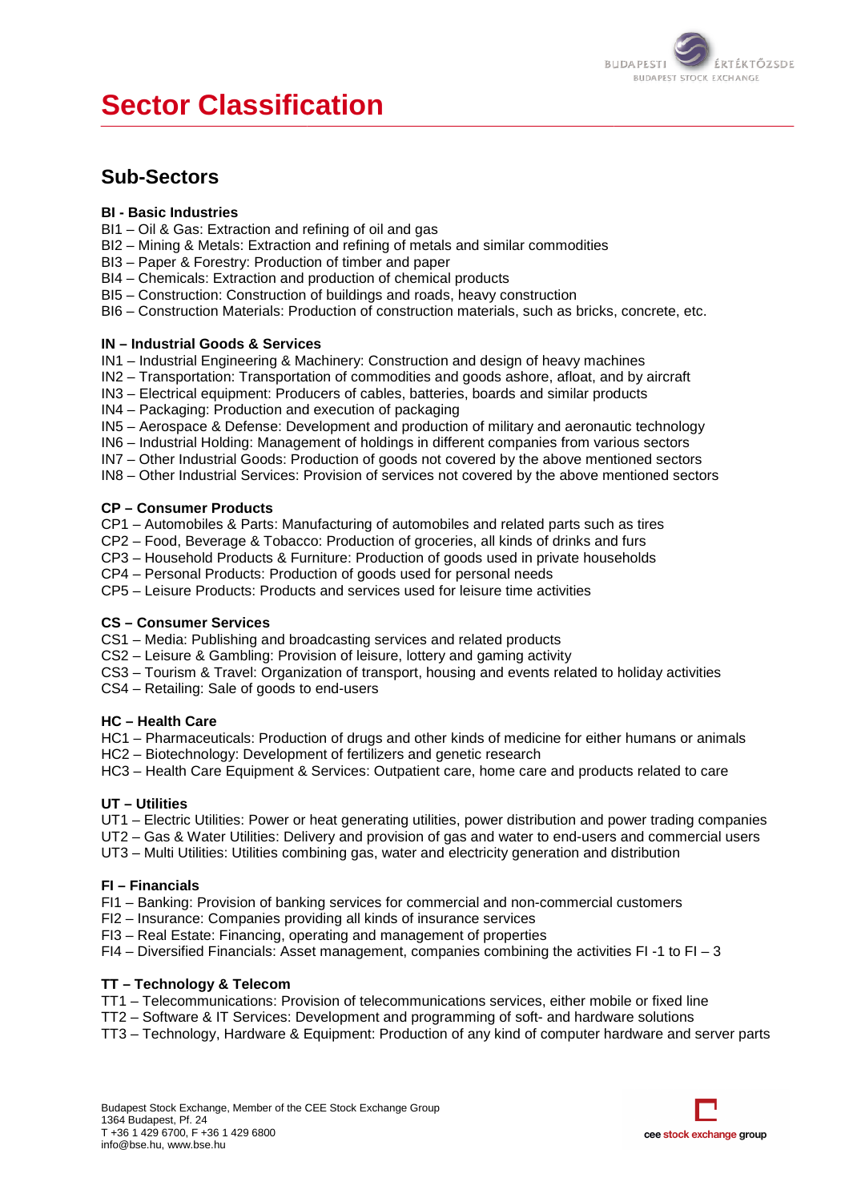# Sector Classification

## Sub-Sectors

**BI - Basic Industries**

BI1 – Oil & Gas: Extraction and refining of oil and gas
BI2 – Mining & Metals: Extraction and refining of metals and similar commodities
BI3 – Paper & Forestry: Production of timber and paper
BI4 – Chemicals: Extraction and production of chemical products
BI5 – Construction: Construction of buildings and roads, heavy construction
BI6 – Construction Materials: Production of construction materials, such as bricks, concrete, etc.

**IN – Industrial Goods & Services**

IN1 – Industrial Engineering & Machinery: Construction and design of heavy machines
IN2 – Transportation: Transportation of commodities and goods ashore, afloat, and by aircraft
IN3 – Electrical equipment: Producers of cables, batteries, boards and similar products
IN4 – Packaging: Production and execution of packaging
IN5 – Aerospace & Defense: Development and production of military and aeronautic technology
IN6 – Industrial Holding: Management of holdings in different companies from various sectors
IN7 – Other Industrial Goods: Production of goods not covered by the above mentioned sectors
IN8 – Other Industrial Services: Provision of services not covered by the above mentioned sectors

**CP – Consumer Products**

CP1 – Automobiles & Parts: Manufacturing of automobiles and related parts such as tires
CP2 – Food, Beverage & Tobacco: Production of groceries, all kinds of drinks and furs
CP3 – Household Products & Furniture: Production of goods used in private households
CP4 – Personal Products: Production of goods used for personal needs
CP5 – Leisure Products: Products and services used for leisure time activities

**CS – Consumer Services**

CS1 – Media: Publishing and broadcasting services and related products
CS2 – Leisure & Gambling: Provision of leisure, lottery and gaming activity
CS3 – Tourism & Travel: Organization of transport, housing and events related to holiday activities
CS4 – Retailing: Sale of goods to end-users

**HC – Health Care**

HC1 – Pharmaceuticals: Production of drugs and other kinds of medicine for either humans or animals
HC2 – Biotechnology: Development of fertilizers and genetic research
HC3 – Health Care Equipment & Services: Outpatient care, home care and products related to care

**UT – Utilities**

UT1 – Electric Utilities: Power or heat generating utilities, power distribution and power trading companies
UT2 – Gas & Water Utilities: Delivery and provision of gas and water to end-users and commercial users
UT3 – Multi Utilities: Utilities combining gas, water and electricity generation and distribution

**FI – Financials**

FI1 – Banking: Provision of banking services for commercial and non-commercial customers
FI2 – Insurance: Companies providing all kinds of insurance services
FI3 – Real Estate: Financing, operating and management of properties
FI4 – Diversified Financials: Asset management, companies combining the activities FI -1 to FI – 3

**TT – Technology & Telecom**

TT1 – Telecommunications: Provision of telecommunications services, either mobile or fixed line
TT2 – Software & IT Services: Development and programming of soft- and hardware solutions
TT3 – Technology, Hardware & Equipment: Production of any kind of computer hardware and server parts